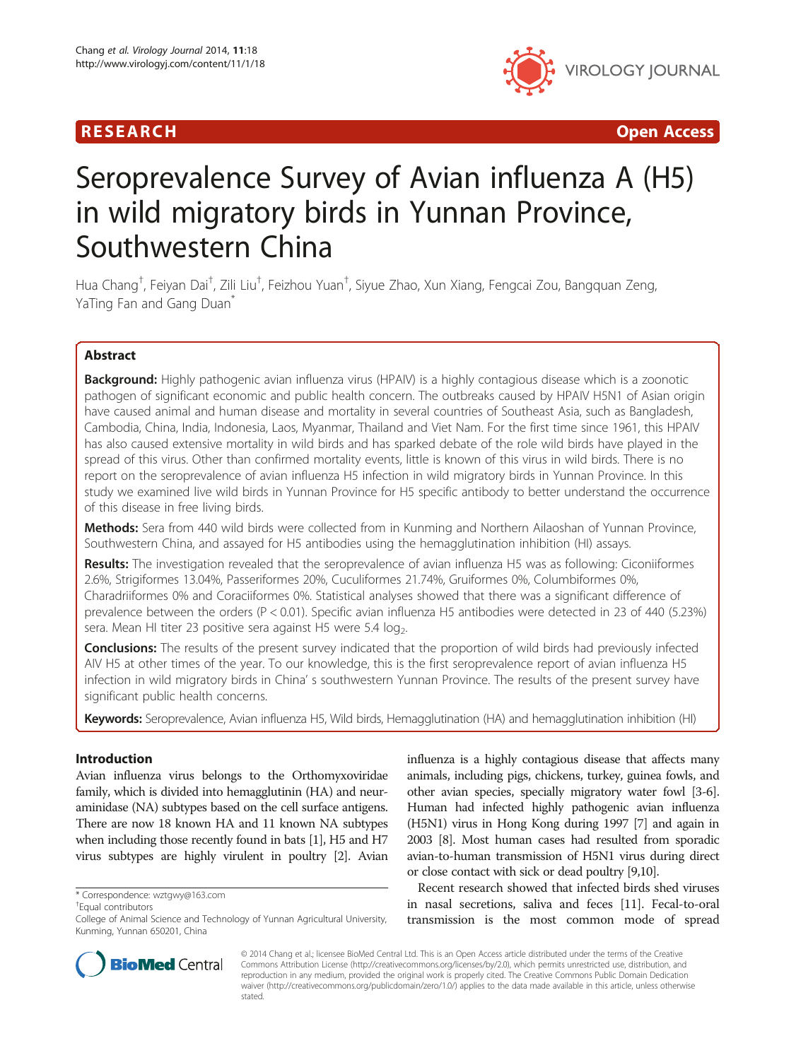**RESEARCH** **Open Access**

# Seroprevalence Survey of Avian influenza A (H5) in wild migratory birds in Yunnan Province, Southwestern China

Hua Chang†, Feiyan Dai†, Zili Liu†, Feizhou Yuan†, Siyue Zhao, Xun Xiang, Fengcai Zou, Bangquan Zeng, YaTing Fan and Gang Duan*

## Abstract

**Background:** Highly pathogenic avian influenza virus (HPAIV) is a highly contagious disease which is a zoonotic pathogen of significant economic and public health concern. The outbreaks caused by HPAIV H5N1 of Asian origin have caused animal and human disease and mortality in several countries of Southeast Asia, such as Bangladesh, Cambodia, China, India, Indonesia, Laos, Myanmar, Thailand and Viet Nam. For the first time since 1961, this HPAIV has also caused extensive mortality in wild birds and has sparked debate of the role wild birds have played in the spread of this virus. Other than confirmed mortality events, little is known of this virus in wild birds. There is no report on the seroprevalence of avian influenza H5 infection in wild migratory birds in Yunnan Province. In this study we examined live wild birds in Yunnan Province for H5 specific antibody to better understand the occurrence of this disease in free living birds.

**Methods:** Sera from 440 wild birds were collected from in Kunming and Northern Ailaoshan of Yunnan Province, Southwestern China, and assayed for H5 antibodies using the hemagglutination inhibition (HI) assays.

**Results:** The investigation revealed that the seroprevalence of avian influenza H5 was as following: Ciconiiformes 2.6%, Strigiformes 13.04%, Passeriformes 20%, Cuculiformes 21.74%, Gruiformes 0%, Columbiformes 0%, Charadriiformes 0% and Coraciiformes 0%. Statistical analyses showed that there was a significant difference of prevalence between the orders ($P < 0.01$). Specific avian influenza H5 antibodies were detected in 23 of 440 (5.23%) sera. Mean HI titer 23 positive sera against H5 were 5.4 $\log_2$.

**Conclusions:** The results of the present survey indicated that the proportion of wild birds had previously infected AIV H5 at other times of the year. To our knowledge, this is the first seroprevalence report of avian influenza H5 infection in wild migratory birds in China' s southwestern Yunnan Province. The results of the present survey have significant public health concerns.

**Keywords:** Seroprevalence, Avian influenza H5, Wild birds, Hemagglutination (HA) and hemagglutination inhibition (HI)

## Introduction

Avian influenza virus belongs to the Orthomyxoviridae family, which is divided into hemagglutinin (HA) and neuraminidase (NA) subtypes based on the cell surface antigens. There are now 18 known HA and 11 known NA subtypes when including those recently found in bats [1], H5 and H7 virus subtypes are highly virulent in poultry [2]. Avian influenza is a highly contagious disease that affects many animals, including pigs, chickens, turkey, guinea fowls, and other avian species, specially migratory water fowl [3-6]. Human had infected highly pathogenic avian influenza (H5N1) virus in Hong Kong during 1997 [7] and again in 2003 [8]. Most human cases had resulted from sporadic avian-to-human transmission of H5N1 virus during direct or close contact with sick or dead poultry [9,10].

Recent research showed that infected birds shed viruses in nasal secretions, saliva and feces [11]. Fecal-to-oral transmission is the most common mode of spread

\* Correspondence: wztgwy@163.com

†Equal contributors

College of Animal Science and Technology of Yunnan Agricultural University, Kunming, Yunnan 650201, China

© 2014 Chang et al.; licensee BioMed Central Ltd. This is an Open Access article distributed under the terms of the Creative Commons Attribution License (http://creativecommons.org/licenses/by/2.0), which permits unrestricted use, distribution, and reproduction in any medium, provided the original work is properly cited. The Creative Commons Public Domain Dedication waiver (http://creativecommons.org/publicdomain/zero/1.0/) applies to the data made available in this article, unless otherwise stated.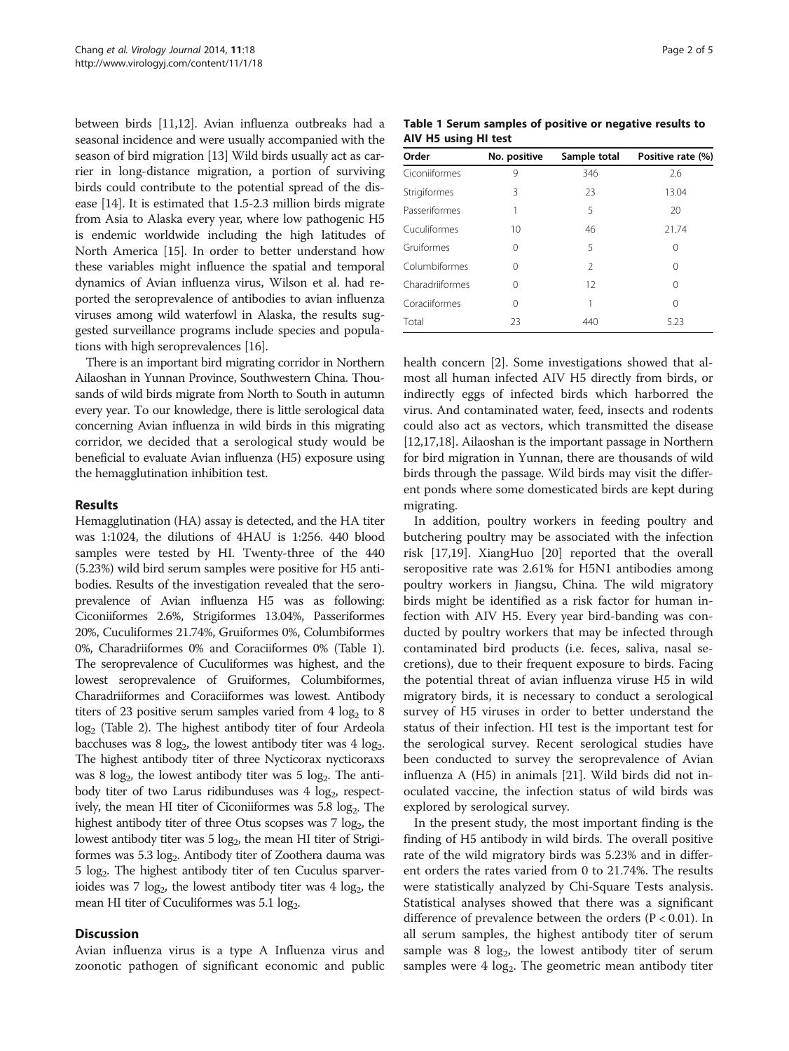between birds [11,12]. Avian influenza outbreaks had a seasonal incidence and were usually accompanied with the season of bird migration [13] Wild birds usually act as carrier in long-distance migration, a portion of surviving birds could contribute to the potential spread of the disease [14]. It is estimated that 1.5-2.3 million birds migrate from Asia to Alaska every year, where low pathogenic H5 is endemic worldwide including the high latitudes of North America [15]. In order to better understand how these variables might influence the spatial and temporal dynamics of Avian influenza virus, Wilson et al. had reported the seroprevalence of antibodies to avian influenza viruses among wild waterfowl in Alaska, the results suggested surveillance programs include species and populations with high seroprevalences [16].

There is an important bird migrating corridor in Northern Ailaoshan in Yunnan Province, Southwestern China. Thousands of wild birds migrate from North to South in autumn every year. To our knowledge, there is little serological data concerning Avian influenza in wild birds in this migrating corridor, we decided that a serological study would be beneficial to evaluate Avian influenza (H5) exposure using the hemagglutination inhibition test.

## Results

Hemagglutination (HA) assay is detected, and the HA titer was 1:1024, the dilutions of 4HAU is 1:256. 440 blood samples were tested by HI. Twenty-three of the 440 (5.23%) wild bird serum samples were positive for H5 antibodies. Results of the investigation revealed that the seroprevalence of Avian influenza H5 was as following: Ciconiiformes 2.6%, Strigiformes 13.04%, Passeriformes 20%, Cuculiformes 21.74%, Gruiformes 0%, Columbiformes 0%, Charadriiformes 0% and Coraciiformes 0% (Table 1). The seroprevalence of Cuculiformes was highest, and the lowest seroprevalence of Gruiformes, Columbiformes, Charadriiformes and Coraciiformes was lowest. Antibody titers of 23 positive serum samples varied from 4 $\log_2$ to 8 $\log_2$ (Table 2). The highest antibody titer of four Ardeola bacchuses was 8 $\log_2$, the lowest antibody titer was 4 $\log_2$. The highest antibody titer of three Nycticorax nycticoraxs was 8 $\log_2$, the lowest antibody titer was 5 $\log_2$. The antibody titer of two Larus ridibunduses was 4 $\log_2$, respectively, the mean HI titer of Ciconiiformes was 5.8 $\log_2$. The highest antibody titer of three Otus scopses was 7 $\log_2$, the lowest antibody titer was 5 $\log_2$, the mean HI titer of Strigiformes was 5.3 $\log_2$. Antibody titer of Zoothera dauma was 5 $\log_2$. The highest antibody titer of ten Cuculus sparverioides was 7 $\log_2$, the lowest antibody titer was 4 $\log_2$, the mean HI titer of Cuculiformes was 5.1 $\log_2$.

## Discussion

Avian influenza virus is a type A Influenza virus and zoonotic pathogen of significant economic and public health concern [2]. Some investigations showed that almost all human infected AIV H5 directly from birds, or indirectly eggs of infected birds which harborred the virus. And contaminated water, feed, insects and rodents could also act as vectors, which transmitted the disease [12,17,18]. Ailaoshan is the important passage in Northern for bird migration in Yunnan, there are thousands of wild birds through the passage. Wild birds may visit the different ponds where some domesticated birds are kept during migrating.

In addition, poultry workers in feeding poultry and butchering poultry may be associated with the infection risk [17,19]. XiangHuo [20] reported that the overall seropositive rate was 2.61% for H5N1 antibodies among poultry workers in Jiangsu, China. The wild migratory birds might be identified as a risk factor for human infection with AIV H5. Every year bird-banding was conducted by poultry workers that may be infected through contaminated bird products (i.e. feces, saliva, nasal secretions), due to their frequent exposure to birds. Facing the potential threat of avian influenza viruse H5 in wild migratory birds, it is necessary to conduct a serological survey of H5 viruses in order to better understand the status of their infection. HI test is the important test for the serological survey. Recent serological studies have been conducted to survey the seroprevalence of Avian influenza A (H5) in animals [21]. Wild birds did not inoculated vaccine, the infection status of wild birds was explored by serological survey.

In the present study, the most important finding is the finding of H5 antibody in wild birds. The overall positive rate of the wild migratory birds was 5.23% and in different orders the rates varied from 0 to 21.74%. The results were statistically analyzed by Chi-Square Tests analysis. Statistical analyses showed that there was a significant difference of prevalence between the orders ($P < 0.01$). In all serum samples, the highest antibody titer of serum sample was 8 $\log_2$, the lowest antibody titer of serum samples were 4 $\log_2$. The geometric mean antibody titer

**Table 1 Serum samples of positive or negative results to AIV H5 using HI test**

| Order | No. positive | Sample total | Positive rate (%) |
|---|---|---|---|
| Ciconiiformes | 9 | 346 | 2.6 |
| Strigiformes | 3 | 23 | 13.04 |
| Passeriformes | 1 | 5 | 20 |
| Cuculiformes | 10 | 46 | 21.74 |
| Gruiformes | 0 | 5 | 0 |
| Columbiformes | 0 | 2 | 0 |
| Charadriiformes | 0 | 12 | 0 |
| Coraciiformes | 0 | 1 | 0 |
| Total | 23 | 440 | 5.23 |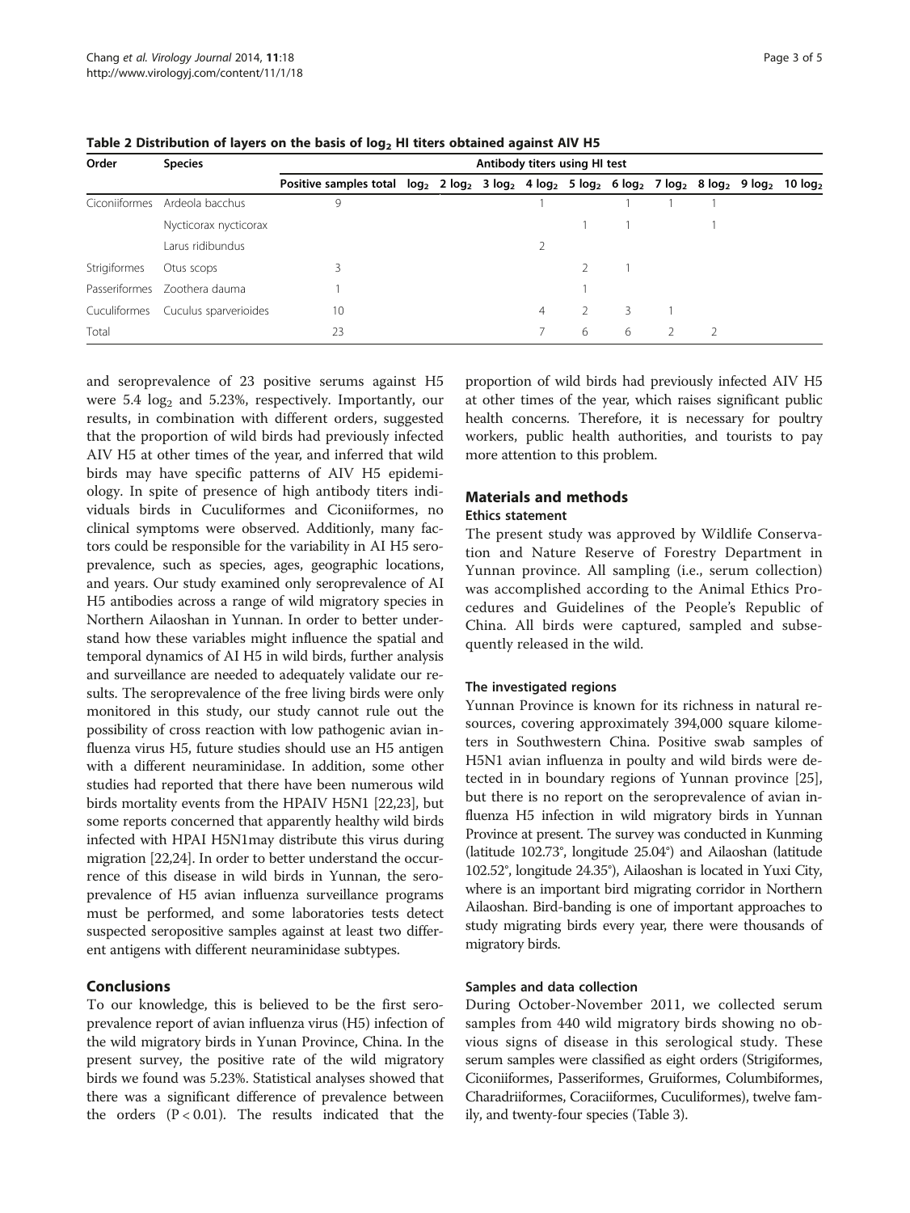**Table 2 Distribution of layers on the basis of $log_2$ HI titers obtained against AIV H5**

| Order | Species | Antibody titers using HI test | | | | | | | | | | |
|---|---|---|---|---|---|---|---|---|---|---|---|---|
| | | Positive samples total | $log_2$ | $2\ log_2$ | $3\ log_2$ | $4\ log_2$ | $5\ log_2$ | $6\ log_2$ | $7\ log_2$ | $8\ log_2$ | $9\ log_2$ | $10\ log_2$ |
| Ciconiiformes | Ardeola bacchus | 9 | | | | 1 | | 1 | 1 | 1 | | |
| | Nycticorax nycticorax | | | | | | 1 | 1 | | 1 | | |
| | Larus ridibundus | | | | | 2 | | | | | | |
| Strigiformes | Otus scops | 3 | | | | | 2 | 1 | | | | |
| Passeriformes | Zoothera dauma | 1 | | | | | 1 | | | | | |
| Cuculiformes | Cuculus sparverioides | 10 | | | | 4 | 2 | 3 | 1 | | | |
| Total | | 23 | | | | 7 | 6 | 6 | 2 | 2 | | |

and seroprevalence of 23 positive serums against H5 were 5.4 $log_2$ and 5.23%, respectively. Importantly, our results, in combination with different orders, suggested that the proportion of wild birds had previously infected AIV H5 at other times of the year, and inferred that wild birds may have specific patterns of AIV H5 epidemiology. In spite of presence of high antibody titers individuals birds in Cuculiformes and Ciconiiformes, no clinical symptoms were observed. Additionly, many factors could be responsible for the variability in AI H5 seroprevalence, such as species, ages, geographic locations, and years. Our study examined only seroprevalence of AI H5 antibodies across a range of wild migratory species in Northern Ailaoshan in Yunnan. In order to better understand how these variables might influence the spatial and temporal dynamics of AI H5 in wild birds, further analysis and surveillance are needed to adequately validate our results. The seroprevalence of the free living birds were only monitored in this study, our study cannot rule out the possibility of cross reaction with low pathogenic avian influenza virus H5, future studies should use an H5 antigen with a different neuraminidase. In addition, some other studies had reported that there have been numerous wild birds mortality events from the HPAIV H5N1 [22,23], but some reports concerned that apparently healthy wild birds infected with HPAI H5N1may distribute this virus during migration [22,24]. In order to better understand the occurrence of this disease in wild birds in Yunnan, the seroprevalence of H5 avian influenza surveillance programs must be performed, and some laboratories tests detect suspected seropositive samples against at least two different antigens with different neuraminidase subtypes.

## Conclusions

To our knowledge, this is believed to be the first seroprevalence report of avian influenza virus (H5) infection of the wild migratory birds in Yunan Province, China. In the present survey, the positive rate of the wild migratory birds we found was 5.23%. Statistical analyses showed that there was a significant difference of prevalence between the orders ($P < 0.01$). The results indicated that the proportion of wild birds had previously infected AIV H5 at other times of the year, which raises significant public health concerns. Therefore, it is necessary for poultry workers, public health authorities, and tourists to pay more attention to this problem.

## Materials and methods

### Ethics statement

The present study was approved by Wildlife Conservation and Nature Reserve of Forestry Department in Yunnan province. All sampling (i.e., serum collection) was accomplished according to the Animal Ethics Procedures and Guidelines of the People's Republic of China. All birds were captured, sampled and subsequently released in the wild.

### The investigated regions

Yunnan Province is known for its richness in natural resources, covering approximately 394,000 square kilometers in Southwestern China. Positive swab samples of H5N1 avian influenza in poulty and wild birds were detected in in boundary regions of Yunnan province [25], but there is no report on the seroprevalence of avian influenza H5 infection in wild migratory birds in Yunnan Province at present. The survey was conducted in Kunming (latitude 102.73°, longitude 25.04°) and Ailaoshan (latitude 102.52°, longitude 24.35°), Ailaoshan is located in Yuxi City, where is an important bird migrating corridor in Northern Ailaoshan. Bird-banding is one of important approaches to study migrating birds every year, there were thousands of migratory birds.

### Samples and data collection

During October-November 2011, we collected serum samples from 440 wild migratory birds showing no obvious signs of disease in this serological study. These serum samples were classified as eight orders (Strigiformes, Ciconiiformes, Passeriformes, Gruiformes, Columbiformes, Charadriiformes, Coraciiformes, Cuculiformes), twelve family, and twenty-four species (Table 3).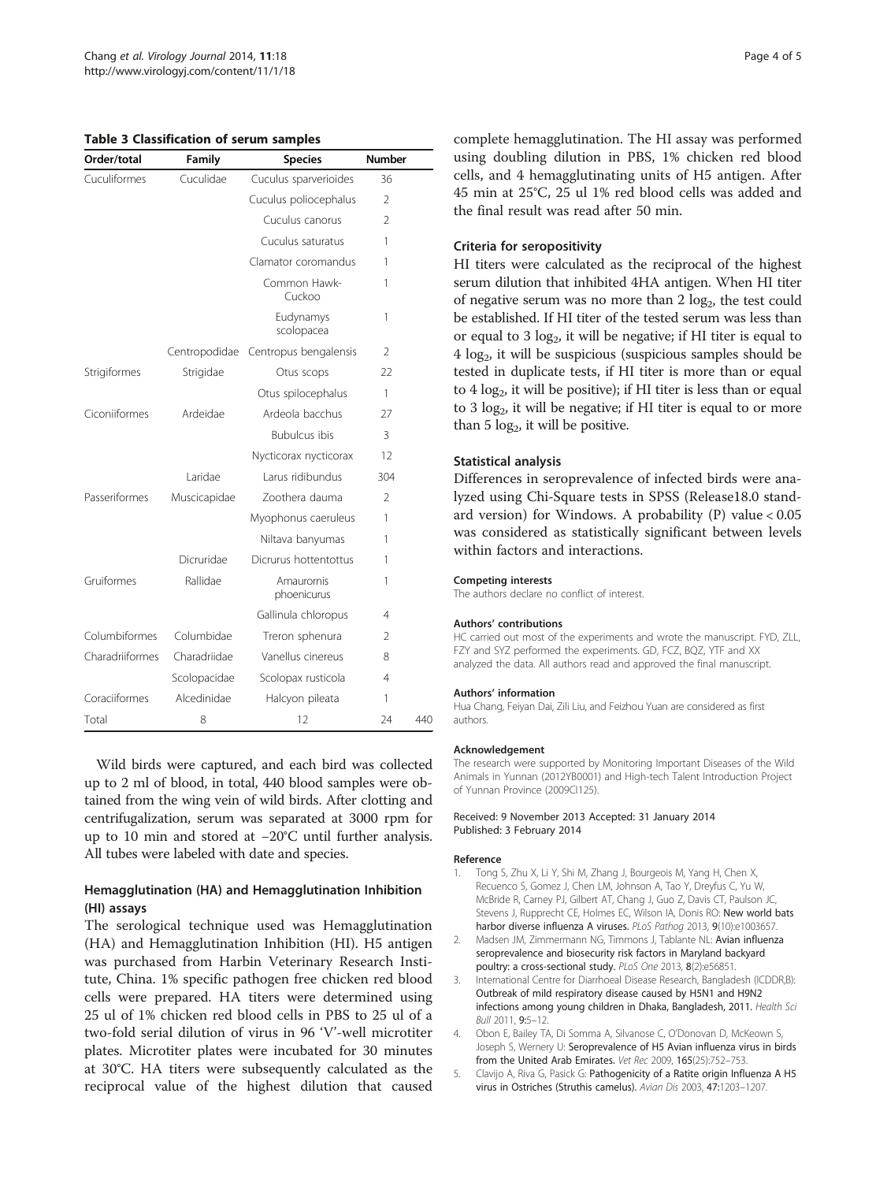**Table 3 Classification of serum samples**

| Order/total | Family | Species | Number | |
|---|---|---|---|---|
| Cuculiformes | Cuculidae | Cuculus sparverioides | 36 | |
| | | Cuculus poliocephalus | 2 | |
| | | Cuculus canorus | 2 | |
| | | Cuculus saturatus | 1 | |
| | | Clamator coromandus | 1 | |
| | | Common Hawk-Cuckoo | 1 | |
| | | Eudynamys scolopacea | 1 | |
| | Centropodidae | Centropus bengalensis | 2 | |
| Strigiformes | Strigidae | Otus scops | 22 | |
| | | Otus spilocephalus | 1 | |
| Ciconiiformes | Ardeidae | Ardeola bacchus | 27 | |
| | | Bubulcus ibis | 3 | |
| | | Nycticorax nycticorax | 12 | |
| | Laridae | Larus ridibundus | 304 | |
| Passeriformes | Muscicapidae | Zoothera dauma | 2 | |
| | | Myophonus caeruleus | 1 | |
| | | Niltava banyumas | 1 | |
| | Dicruridae | Dicrurus hottentottus | 1 | |
| Gruiformes | Rallidae | Amaurornis phoenicurus | 1 | |
| | | Gallinula chloropus | 4 | |
| Columbiformes | Columbidae | Treron sphenura | 2 | |
| Charadriiformes | Charadriidae | Vanellus cinereus | 8 | |
| | Scolopacidae | Scolopax rusticola | 4 | |
| Coraciiformes | Alcedinidae | Halcyon pileata | 1 | |
| Total | 8 | 12 | 24 | 440 |

Wild birds were captured, and each bird was collected up to 2 ml of blood, in total, 440 blood samples were obtained from the wing vein of wild birds. After clotting and centrifugalization, serum was separated at 3000 rpm for up to 10 min and stored at −20°C until further analysis. All tubes were labeled with date and species.

### Hemagglutination (HA) and Hemagglutination Inhibition (HI) assays

The serological technique used was Hemagglutination (HA) and Hemagglutination Inhibition (HI). H5 antigen was purchased from Harbin Veterinary Research Institute, China. 1% specific pathogen free chicken red blood cells were prepared. HA titers were determined using 25 ul of 1% chicken red blood cells in PBS to 25 ul of a two-fold serial dilution of virus in 96 'V'-well microtiter plates. Microtiter plates were incubated for 30 minutes at 30°C. HA titers were subsequently calculated as the reciprocal value of the highest dilution that caused complete hemagglutination. The HI assay was performed using doubling dilution in PBS, 1% chicken red blood cells, and 4 hemagglutinating units of H5 antigen. After 45 min at 25°C, 25 ul 1% red blood cells was added and the final result was read after 50 min.

### Criteria for seropositivity

HI titers were calculated as the reciprocal of the highest serum dilution that inhibited 4HA antigen. When HI titer of negative serum was no more than 2 $\log_2$, the test could be established. If HI titer of the tested serum was less than or equal to 3 $\log_2$, it will be negative; if HI titer is equal to 4 $\log_2$, it will be suspicious (suspicious samples should be tested in duplicate tests, if HI titer is more than or equal to 4 $\log_2$, it will be positive); if HI titer is less than or equal to 3 $\log_2$, it will be negative; if HI titer is equal to or more than 5 $\log_2$, it will be positive.

### Statistical analysis

Differences in seroprevalence of infected birds were analyzed using Chi-Square tests in SPSS (Release18.0 standard version) for Windows. A probability (P) value < 0.05 was considered as statistically significant between levels within factors and interactions.

#### Competing interests

The authors declare no conflict of interest.

#### Authors' contributions

HC carried out most of the experiments and wrote the manuscript. FYD, ZLL, FZY and SYZ performed the experiments. GD, FCZ, BQZ, YTF and XX analyzed the data. All authors read and approved the final manuscript.

#### Authors' information

Hua Chang, Feiyan Dai, Zili Liu, and Feizhou Yuan are considered as first authors.

#### Acknowledgement

The research were supported by Monitoring Important Diseases of the Wild Animals in Yunnan (2012YB0001) and High-tech Talent Introduction Project of Yunnan Province (2009CI125).

Received: 9 November 2013 Accepted: 31 January 2014
Published: 3 February 2014

#### Reference

1. Tong S, Zhu X, Li Y, Shi M, Zhang J, Bourgeois M, Yang H, Chen X, Recuenco S, Gomez J, Chen LM, Johnson A, Tao Y, Dreyfus C, Yu W, McBride R, Carney PJ, Gilbert AT, Chang J, Guo Z, Davis CT, Paulson JC, Stevens J, Rupprecht CE, Holmes EC, Wilson IA, Donis RO: **New world bats harbor diverse influenza A viruses.** *PLoS Pathog* 2013, **9**(10):e1003657.
2. Madsen JM, Zimmermann NG, Timmons J, Tablante NL: **Avian influenza seroprevalence and biosecurity risk factors in Maryland backyard poultry: a cross-sectional study.** *PLoS One* 2013, **8**(2):e56851.
3. International Centre for Diarrhoeal Disease Research, Bangladesh (ICDDR,B): **Outbreak of mild respiratory disease caused by H5N1 and H9N2 infections among young children in Dhaka, Bangladesh, 2011.** *Health Sci Bull* 2011, **9**:5–12.
4. Obon E, Bailey TA, Di Somma A, Silvanose C, O'Donovan D, McKeown S, Joseph S, Wernery U: **Seroprevalence of H5 Avian influenza virus in birds from the United Arab Emirates.** *Vet Rec* 2009, **165**(25):752–753.
5. Clavijo A, Riva G, Pasick G: **Pathogenicity of a Ratite origin Influenza A H5 virus in Ostriches (Struthis camelus).** *Avian Dis* 2003, **47**:1203–1207.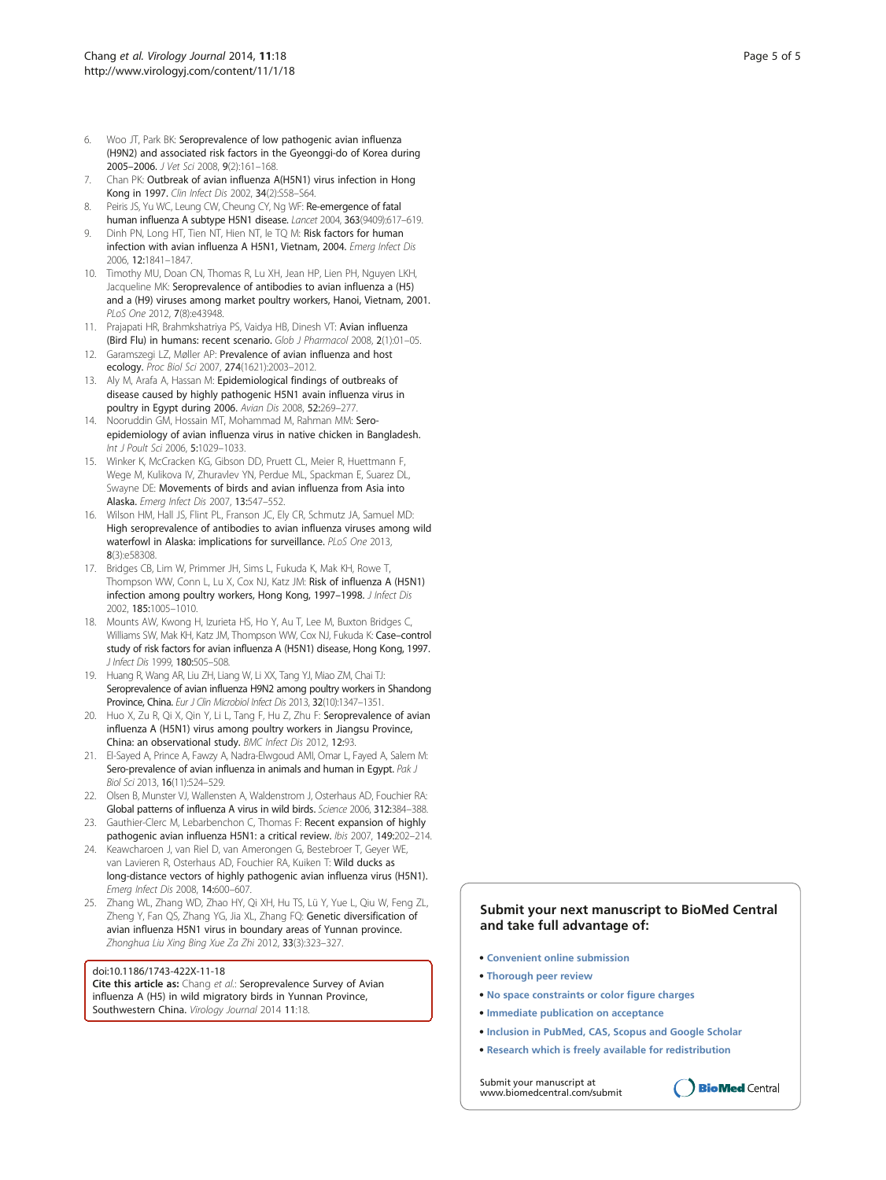6. Woo JT, Park BK: Seroprevalence of low pathogenic avian influenza (H9N2) and associated risk factors in the Gyeonggi-do of Korea during 2005–2006. *J Vet Sci* 2008, **9**(2):161–168.
7. Chan PK: Outbreak of avian influenza A(H5N1) virus infection in Hong Kong in 1997. *Clin Infect Dis* 2002, **34**(2):S58–S64.
8. Peiris JS, Yu WC, Leung CW, Cheung CY, Ng WF: Re-emergence of fatal human influenza A subtype H5N1 disease. *Lancet* 2004, **363**(9409):617–619.
9. Dinh PN, Long HT, Tien NT, Hien NT, le TQ M: Risk factors for human infection with avian influenza A H5N1, Vietnam, 2004. *Emerg Infect Dis* 2006, **12**:1841–1847.
10. Timothy MU, Doan CN, Thomas R, Lu XH, Jean HP, Lien PH, Nguyen LKH, Jacqueline MK: Seroprevalence of antibodies to avian influenza a (H5) and a (H9) viruses among market poultry workers, Hanoi, Vietnam, 2001. *PLoS One* 2012, **7**(8):e43948.
11. Prajapati HR, Brahmkshatriya PS, Vaidya HB, Dinesh VT: Avian influenza (Bird Flu) in humans: recent scenario. *Glob J Pharmacol* 2008, **2**(1):01–05.
12. Garamszegi LZ, Møller AP: Prevalence of avian influenza and host ecology. *Proc Biol Sci* 2007, **274**(1621):2003–2012.
13. Aly M, Arafa A, Hassan M: Epidemiological findings of outbreaks of disease caused by highly pathogenic H5N1 avain influenza virus in poultry in Egypt during 2006. *Avian Dis* 2008, **52**:269–277.
14. Nooruddin GM, Hossain MT, Mohammad M, Rahman MM: Sero-epidemiology of avian influenza virus in native chicken in Bangladesh. *Int J Poult Sci* 2006, **5**:1029–1033.
15. Winker K, McCracken KG, Gibson DD, Pruett CL, Meier R, Huettmann F, Wege M, Kulikova IV, Zhuravlev YN, Perdue ML, Spackman E, Suarez DL, Swayne DE: Movements of birds and avian influenza from Asia into Alaska. *Emerg Infect Dis* 2007, **13**:547–552.
16. Wilson HM, Hall JS, Flint PL, Franson JC, Ely CR, Schmutz JA, Samuel MD: High seroprevalence of antibodies to avian influenza viruses among wild waterfowl in Alaska: implications for surveillance. *PLoS One* 2013, **8**(3):e58308.
17. Bridges CB, Lim W, Primmer JH, Sims L, Fukuda K, Mak KH, Rowe T, Thompson WW, Conn L, Lu X, Cox NJ, Katz JM: Risk of influenza A (H5N1) infection among poultry workers, Hong Kong, 1997–1998. *J Infect Dis* 2002, **185**:1005–1010.
18. Mounts AW, Kwong H, Izurieta HS, Ho Y, Au T, Lee M, Buxton Bridges C, Williams SW, Mak KH, Katz JM, Thompson WW, Cox NJ, Fukuda K: Case–control study of risk factors for avian influenza A (H5N1) disease, Hong Kong, 1997. *J Infect Dis* 1999, **180**:505–508.
19. Huang R, Wang AR, Liu ZH, Liang W, Li XX, Tang YJ, Miao ZM, Chai TJ: Seroprevalence of avian influenza H9N2 among poultry workers in Shandong Province, China. *Eur J Clin Microbiol Infect Dis* 2013, **32**(10):1347–1351.
20. Huo X, Zu R, Qi X, Qin Y, Li L, Tang F, Hu Z, Zhu F: Seroprevalence of avian influenza A (H5N1) virus among poultry workers in Jiangsu Province, China: an observational study. *BMC Infect Dis* 2012, **12**:93.
21. El-Sayed A, Prince A, Fawzy A, Nadra-Elwgoud AMI, Omar L, Fayed A, Salem M: Sero-prevalence of avian influenza in animals and human in Egypt. *Pak J Biol Sci* 2013, **16**(11):524–529.
22. Olsen B, Munster VJ, Wallensten A, Waldenstrom J, Osterhaus AD, Fouchier RA: Global patterns of influenza A virus in wild birds. *Science* 2006, **312**:384–388.
23. Gauthier-Clerc M, Lebarbenchon C, Thomas F: Recent expansion of highly pathogenic avian influenza H5N1: a critical review. *Ibis* 2007, **149**:202–214.
24. Keawcharoen J, van Riel D, van Amerongen G, Bestebroer T, Geyer WE, van Lavieren R, Osterhaus AD, Fouchier RA, Kuiken T: Wild ducks as long-distance vectors of highly pathogenic avian influenza virus (H5N1). *Emerg Infect Dis* 2008, **14**:600–607.
25. Zhang WL, Zhang WD, Zhao HY, Qi XH, Hu TS, Lü Y, Yue L, Qiu W, Feng ZL, Zheng Y, Fan QS, Zhang YG, Jia XL, Zhang FQ: Genetic diversification of avian influenza H5N1 virus in boundary areas of Yunnan province. *Zhonghua Liu Xing Bing Xue Za Zhi* 2012, **33**(3):323–327.

doi:10.1186/1743-422X-11-18
**Cite this article as:** Chang *et al.*: Seroprevalence Survey of Avian influenza A (H5) in wild migratory birds in Yunnan Province, Southwestern China. *Virology Journal* 2014 **11**:18.